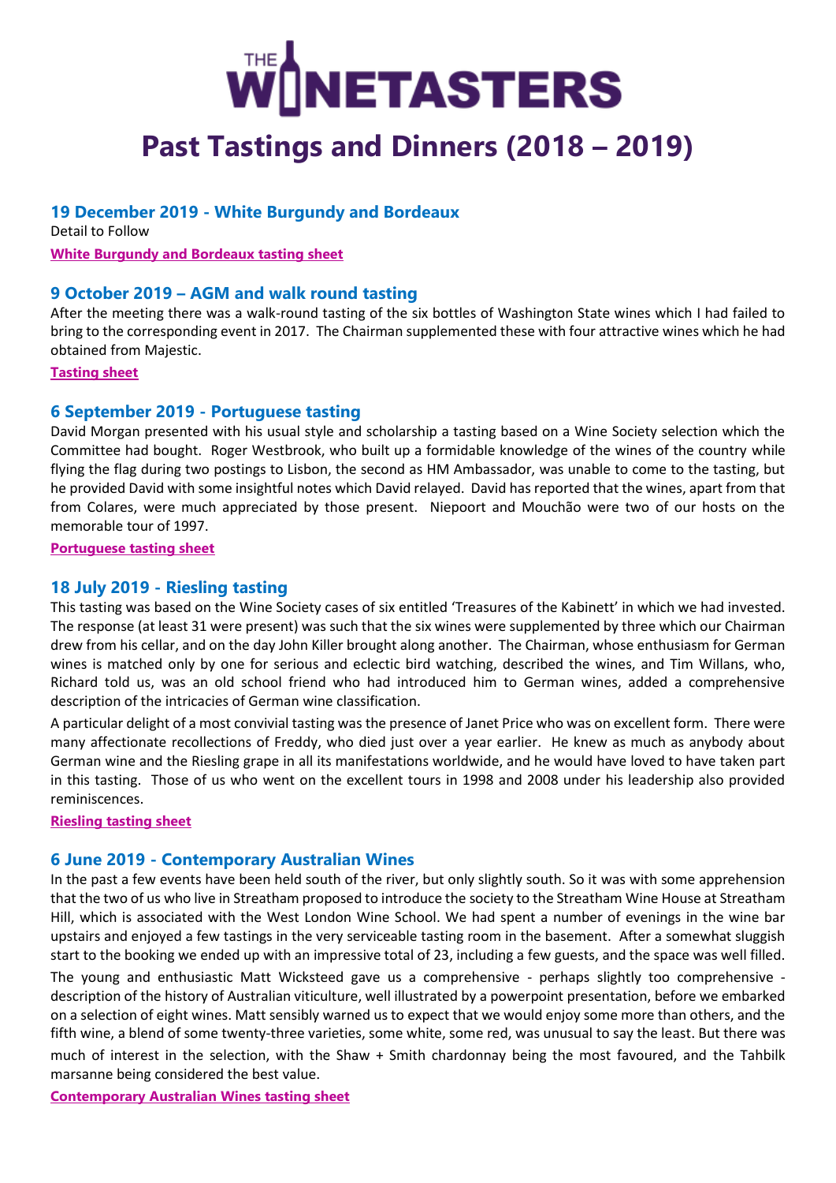# THE WINETASTERS

# Past Tastings and Dinners (2018 – 2019)

### 19 December 2019 - White Burgundy and Bordeaux

Detail to Follow

**White Burgundy and Bordeaux tasting sheet**

### 9 October 2019 – AGM and walk round tasting

After the meeting there was a walk-round tasting of the six bottles of Washington State wines which I had failed to bring to the corresponding event in 2017. The Chairman supplemented these with four attractive wines which he had obtained from Majestic.

**Tasting sheet**

### 6 September 2019 - Portuguese tasting

David Morgan presented with his usual style and scholarship a tasting based on a Wine Society selection which the Committee had bought. Roger Westbrook, who built up a formidable knowledge of the wines of the country while flying the flag during two postings to Lisbon, the second as HM Ambassador, was unable to come to the tasting, but he provided David with some insightful notes which David relayed. David has reported that the wines, apart from that from Colares, were much appreciated by those present. Niepoort and Mouchão were two of our hosts on the memorable tour of 1997.

**Portuguese tasting sheet**

### 18 July 2019 - Riesling tasting

This tasting was based on the Wine Society cases of six entitled 'Treasures of the Kabinett' in which we had invested. The response (at least 31 were present) was such that the six wines were supplemented by three which our Chairman drew from his cellar, and on the day John Killer brought along another. The Chairman, whose enthusiasm for German wines is matched only by one for serious and eclectic bird watching, described the wines, and Tim Willans, who, Richard told us, was an old school friend who had introduced him to German wines, added a comprehensive description of the intricacies of German wine classification.

A particular delight of a most convivial tasting was the presence of Janet Price who was on excellent form. There were many affectionate recollections of Freddy, who died just over a year earlier. He knew as much as anybody about German wine and the Riesling grape in all its manifestations worldwide, and he would have loved to have taken part in this tasting. Those of us who went on the excellent tours in 1998 and 2008 under his leadership also provided reminiscences.

**Riesling tasting sheet**

### 6 June 2019 - Contemporary Australian Wines

In the past a few events have been held south of the river, but only slightly south. So it was with some apprehension that the two of us who live in Streatham proposed to introduce the society to the Streatham Wine House at Streatham Hill, which is associated with the West London Wine School. We had spent a number of evenings in the wine bar upstairs and enjoyed a few tastings in the very serviceable tasting room in the basement. After a somewhat sluggish start to the booking we ended up with an impressive total of 23, including a few guests, and the space was well filled.

The young and enthusiastic Matt Wicksteed gave us a comprehensive - perhaps slightly too comprehensive - description of the history of Australian viticulture, well illustrated by a powerpoint presentation, before we embarked on a selection of eight wines. Matt sensibly warned us to expect that we would enjoy some more than others, and the fifth wine, a blend of some twenty-three varieties, some white, some red, was unusual to say the least. But there was much of interest in the selection, with the Shaw + Smith chardonnay being the most favoured, and the Tahbilk marsanne being considered the best value.

**Contemporary Australian Wines tasting sheet**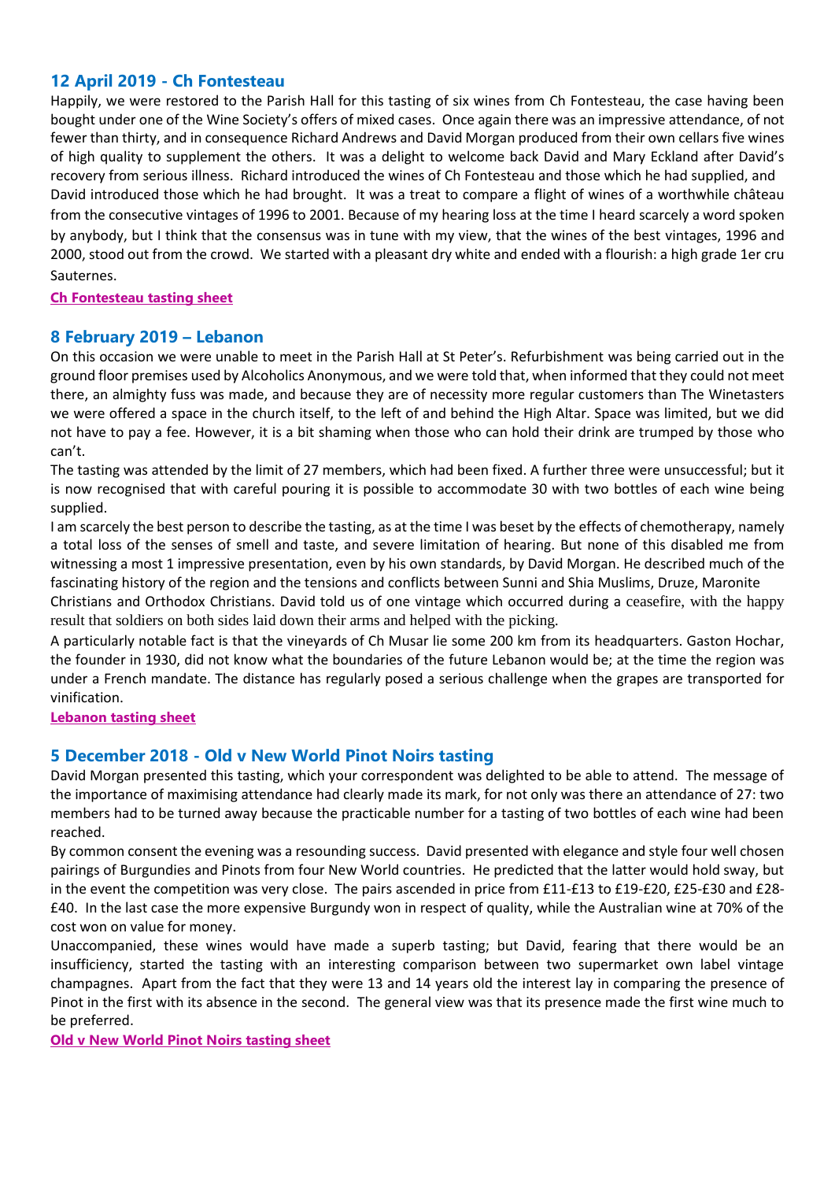## 12 April 2019 - Ch Fontesteau

Happily, we were restored to the Parish Hall for this tasting of six wines from Ch Fontesteau, the case having been bought under one of the Wine Society's offers of mixed cases. Once again there was an impressive attendance, of not fewer than thirty, and in consequence Richard Andrews and David Morgan produced from their own cellars five wines of high quality to supplement the others. It was a delight to welcome back David and Mary Eckland after David's recovery from serious illness. Richard introduced the wines of Ch Fontesteau and those which he had supplied, and David introduced those which he had brought. It was a treat to compare a flight of wines of a worthwhile château from the consecutive vintages of 1996 to 2001. Because of my hearing loss at the time I heard scarcely a word spoken by anybody, but I think that the consensus was in tune with my view, that the wines of the best vintages, 1996 and 2000, stood out from the crowd. We started with a pleasant dry white and ended with a flourish: a high grade 1er cru Sauternes.

**Ch Fontesteau tasting sheet**

## 8 February 2019 – Lebanon

On this occasion we were unable to meet in the Parish Hall at St Peter's. Refurbishment was being carried out in the ground floor premises used by Alcoholics Anonymous, and we were told that, when informed that they could not meet there, an almighty fuss was made, and because they are of necessity more regular customers than The Winetasters we were offered a space in the church itself, to the left of and behind the High Altar. Space was limited, but we did not have to pay a fee. However, it is a bit shaming when those who can hold their drink are trumped by those who can't.

The tasting was attended by the limit of 27 members, which had been fixed. A further three were unsuccessful; but it is now recognised that with careful pouring it is possible to accommodate 30 with two bottles of each wine being supplied.

I am scarcely the best person to describe the tasting, as at the time I was beset by the effects of chemotherapy, namely a total loss of the senses of smell and taste, and severe limitation of hearing. But none of this disabled me from witnessing a most 1 impressive presentation, even by his own standards, by David Morgan. He described much of the fascinating history of the region and the tensions and conflicts between Sunni and Shia Muslims, Druze, Maronite Christians and Orthodox Christians. David told us of one vintage which occurred during a ceasefire, with the happy result that soldiers on both sides laid down their arms and helped with the picking.

A particularly notable fact is that the vineyards of Ch Musar lie some 200 km from its headquarters. Gaston Hochar, the founder in 1930, did not know what the boundaries of the future Lebanon would be; at the time the region was under a French mandate. The distance has regularly posed a serious challenge when the grapes are transported for vinification.

**Lebanon tasting sheet**

## 5 December 2018 - Old v New World Pinot Noirs tasting

David Morgan presented this tasting, which your correspondent was delighted to be able to attend. The message of the importance of maximising attendance had clearly made its mark, for not only was there an attendance of 27: two members had to be turned away because the practicable number for a tasting of two bottles of each wine had been reached.

By common consent the evening was a resounding success. David presented with elegance and style four well chosen pairings of Burgundies and Pinots from four New World countries. He predicted that the latter would hold sway, but in the event the competition was very close. The pairs ascended in price from £11-£13 to £19-£20, £25-£30 and £28-£40. In the last case the more expensive Burgundy won in respect of quality, while the Australian wine at 70% of the cost won on value for money.

Unaccompanied, these wines would have made a superb tasting; but David, fearing that there would be an insufficiency, started the tasting with an interesting comparison between two supermarket own label vintage champagnes. Apart from the fact that they were 13 and 14 years old the interest lay in comparing the presence of Pinot in the first with its absence in the second. The general view was that its presence made the first wine much to be preferred.

**Old v New World Pinot Noirs tasting sheet**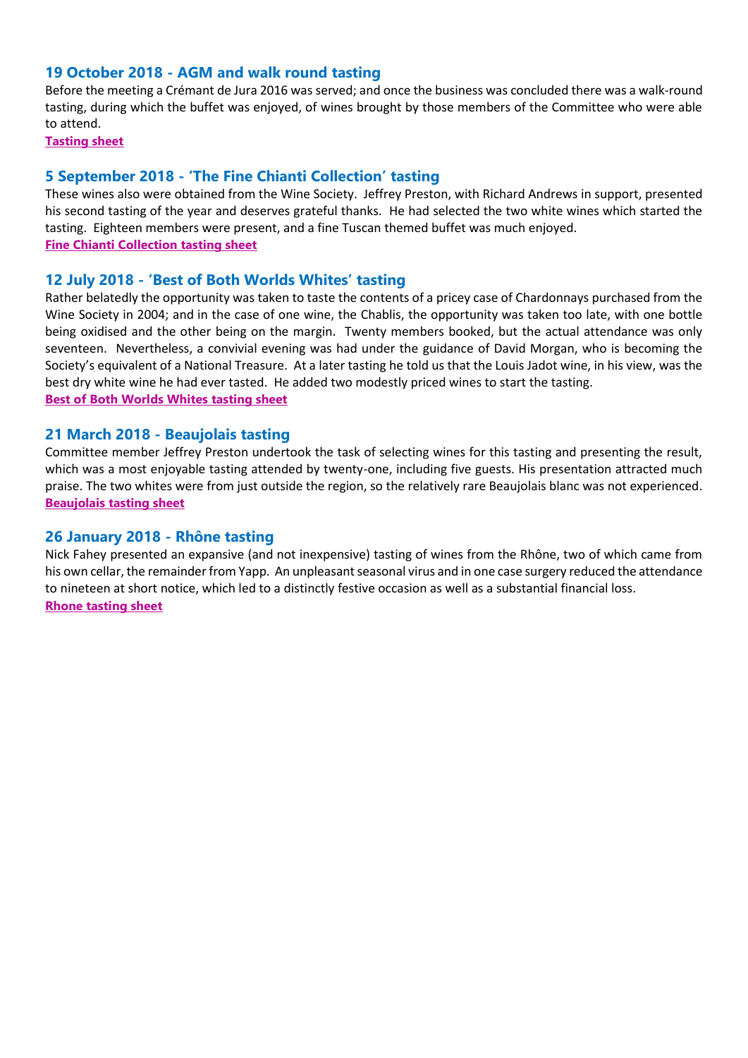## 19 October 2018 - AGM and walk round tasting

Before the meeting a Crémant de Jura 2016 was served; and once the business was concluded there was a walk-round tasting, during which the buffet was enjoyed, of wines brought by those members of the Committee who were able to attend.

**Tasting sheet**

## 5 September 2018 - 'The Fine Chianti Collection' tasting

These wines also were obtained from the Wine Society. Jeffrey Preston, with Richard Andrews in support, presented his second tasting of the year and deserves grateful thanks. He had selected the two white wines which started the tasting. Eighteen members were present, and a fine Tuscan themed buffet was much enjoyed.

**Fine Chianti Collection tasting sheet**

## 12 July 2018 - 'Best of Both Worlds Whites' tasting

Rather belatedly the opportunity was taken to taste the contents of a pricey case of Chardonnays purchased from the Wine Society in 2004; and in the case of one wine, the Chablis, the opportunity was taken too late, with one bottle being oxidised and the other being on the margin. Twenty members booked, but the actual attendance was only seventeen. Nevertheless, a convivial evening was had under the guidance of David Morgan, who is becoming the Society's equivalent of a National Treasure. At a later tasting he told us that the Louis Jadot wine, in his view, was the best dry white wine he had ever tasted. He added two modestly priced wines to start the tasting.

**Best of Both Worlds Whites tasting sheet**

## 21 March 2018 - Beaujolais tasting

Committee member Jeffrey Preston undertook the task of selecting wines for this tasting and presenting the result, which was a most enjoyable tasting attended by twenty-one, including five guests. His presentation attracted much praise. The two whites were from just outside the region, so the relatively rare Beaujolais blanc was not experienced.

**Beaujolais tasting sheet**

## 26 January 2018 - Rhône tasting

Nick Fahey presented an expansive (and not inexpensive) tasting of wines from the Rhône, two of which came from his own cellar, the remainder from Yapp. An unpleasant seasonal virus and in one case surgery reduced the attendance to nineteen at short notice, which led to a distinctly festive occasion as well as a substantial financial loss.

**Rhone tasting sheet**